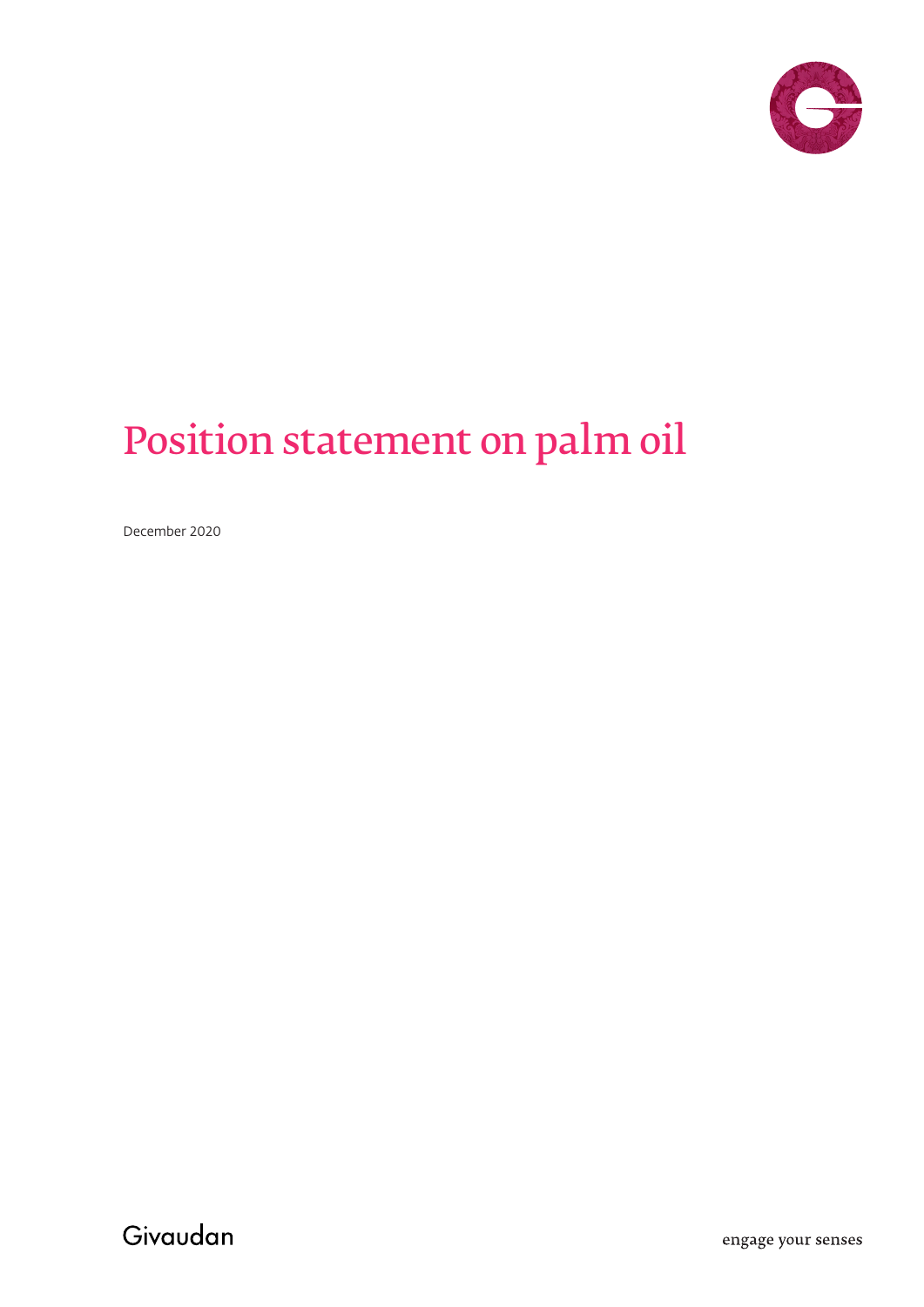# Position statement on palm oil

December 2020

Givaudan

engage your senses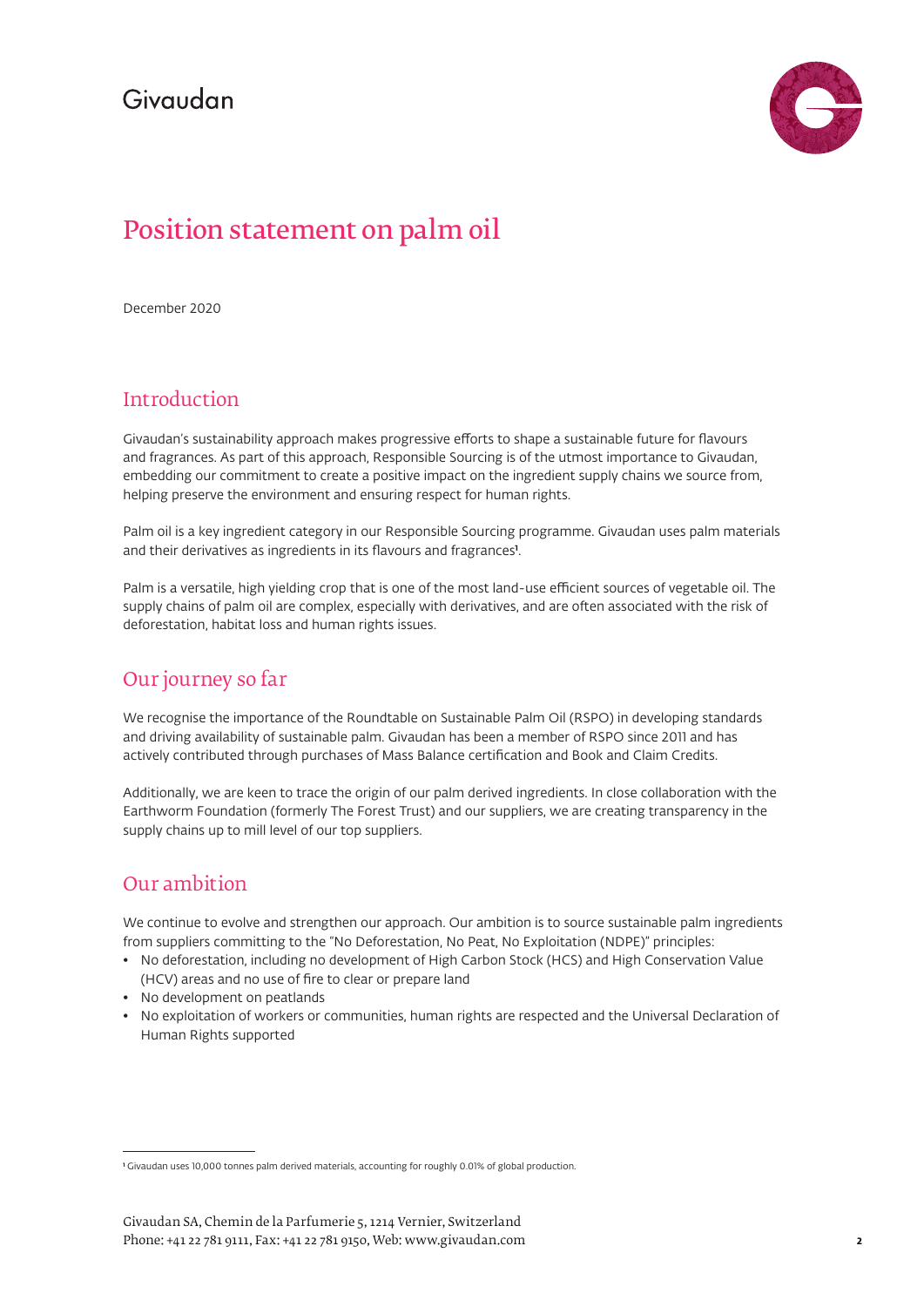Givaudan

# Position statement on palm oil

December 2020

## Introduction

Givaudan's sustainability approach makes progressive efforts to shape a sustainable future for flavours and fragrances. As part of this approach, Responsible Sourcing is of the utmost importance to Givaudan, embedding our commitment to create a positive impact on the ingredient supply chains we source from, helping preserve the environment and ensuring respect for human rights.

Palm oil is a key ingredient category in our Responsible Sourcing programme. Givaudan uses palm materials and their derivatives as ingredients in its flavours and fragrances[1].

Palm is a versatile, high yielding crop that is one of the most land-use efficient sources of vegetable oil. The supply chains of palm oil are complex, especially with derivatives, and are often associated with the risk of deforestation, habitat loss and human rights issues.

## Our journey so far

We recognise the importance of the Roundtable on Sustainable Palm Oil (RSPO) in developing standards and driving availability of sustainable palm. Givaudan has been a member of RSPO since 2011 and has actively contributed through purchases of Mass Balance certification and Book and Claim Credits.

Additionally, we are keen to trace the origin of our palm derived ingredients. In close collaboration with the Earthworm Foundation (formerly The Forest Trust) and our suppliers, we are creating transparency in the supply chains up to mill level of our top suppliers.

## Our ambition

We continue to evolve and strengthen our approach. Our ambition is to source sustainable palm ingredients from suppliers committing to the "No Deforestation, No Peat, No Exploitation (NDPE)" principles:

- No deforestation, including no development of High Carbon Stock (HCS) and High Conservation Value (HCV) areas and no use of fire to clear or prepare land
- No development on peatlands
- No exploitation of workers or communities, human rights are respected and the Universal Declaration of Human Rights supported

[1] Givaudan uses 10,000 tonnes palm derived materials, accounting for roughly 0.01% of global production.

Givaudan SA, Chemin de la Parfumerie 5, 1214 Vernier, Switzerland
Phone: +41 22 781 9111, Fax: +41 22 781 9150, Web: www.givaudan.com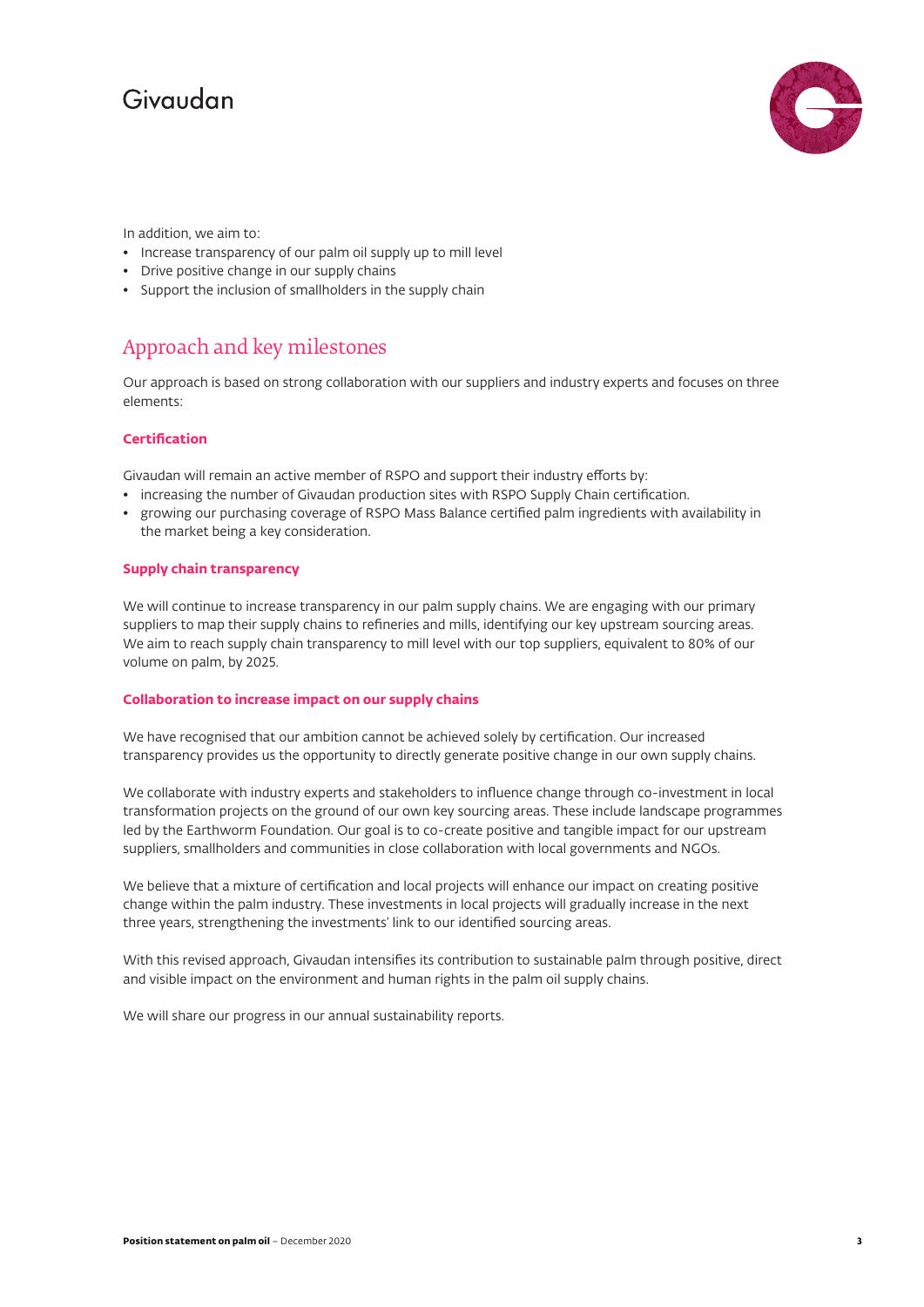In addition, we aim to:

- Increase transparency of our palm oil supply up to mill level
- Drive positive change in our supply chains
- Support the inclusion of smallholders in the supply chain

## Approach and key milestones

Our approach is based on strong collaboration with our suppliers and industry experts and focuses on three elements:

### Certification

Givaudan will remain an active member of RSPO and support their industry efforts by:

- increasing the number of Givaudan production sites with RSPO Supply Chain certification.
- growing our purchasing coverage of RSPO Mass Balance certified palm ingredients with availability in the market being a key consideration.

### Supply chain transparency

We will continue to increase transparency in our palm supply chains. We are engaging with our primary suppliers to map their supply chains to refineries and mills, identifying our key upstream sourcing areas. We aim to reach supply chain transparency to mill level with our top suppliers, equivalent to 80% of our volume on palm, by 2025.

### Collaboration to increase impact on our supply chains

We have recognised that our ambition cannot be achieved solely by certification. Our increased transparency provides us the opportunity to directly generate positive change in our own supply chains.

We collaborate with industry experts and stakeholders to influence change through co-investment in local transformation projects on the ground of our own key sourcing areas. These include landscape programmes led by the Earthworm Foundation. Our goal is to co-create positive and tangible impact for our upstream suppliers, smallholders and communities in close collaboration with local governments and NGOs.

We believe that a mixture of certification and local projects will enhance our impact on creating positive change within the palm industry. These investments in local projects will gradually increase in the next three years, strengthening the investments' link to our identified sourcing areas.

With this revised approach, Givaudan intensifies its contribution to sustainable palm through positive, direct and visible impact on the environment and human rights in the palm oil supply chains.

We will share our progress in our annual sustainability reports.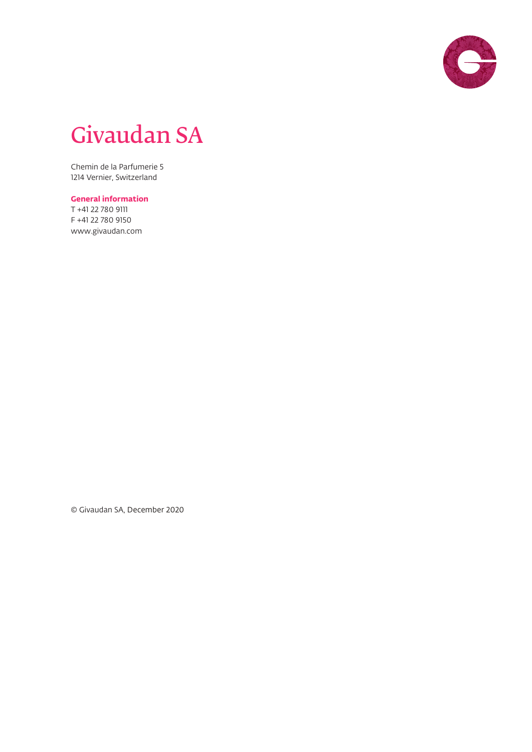# Givaudan SA

Chemin de la Parfumerie 5
1214 Vernier, Switzerland

**General information**
T +41 22 780 9111
F +41 22 780 9150
www.givaudan.com

© Givaudan SA, December 2020